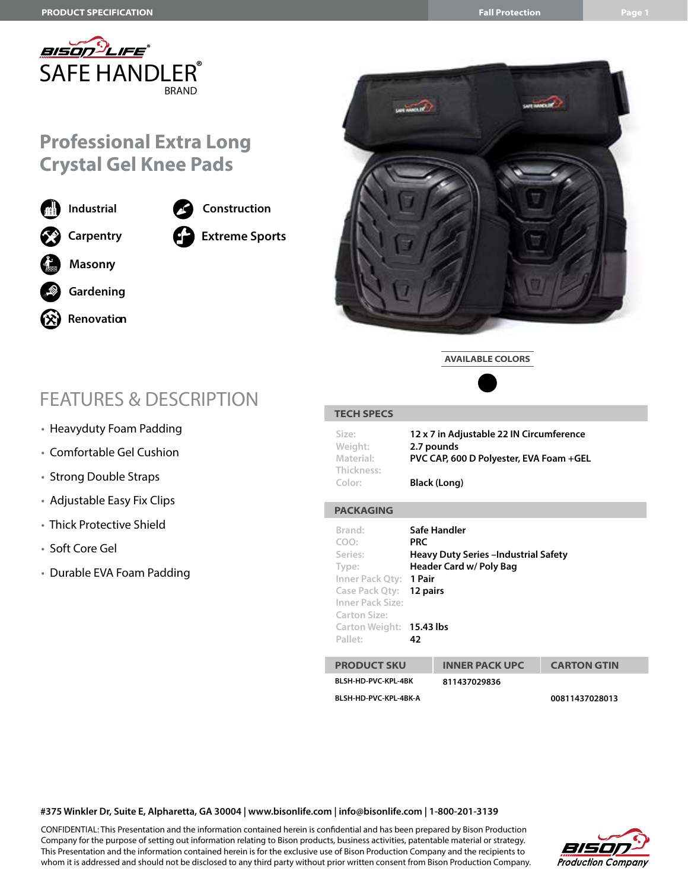PRODUCT SPECIFICATION | Fall Protection

BISON LIFE®
# SAFE HANDLER® BRAND

## Professional Extra Long Crystal Gel Knee Pads

- Industrial
- Construction
- Carpentry
- Extreme Sports
- Masonry
- Gardening
- Renovation

AVAILABLE COLORS

## FEATURES & DESCRIPTION

- Heavyduty Foam Padding
- Comfortable Gel Cushion
- Strong Double Straps
- Adjustable Easy Fix Clips
- Thick Protective Shield
- Soft Core Gel
- Durable EVA Foam Padding

## TECH SPECS

| | |
|---|---|
| Size: | 12 x 7 in Adjustable 22 IN Circumference |
| Weight: | 2.7 pounds |
| Material: | PVC CAP, 600 D Polyester, EVA Foam +GEL |
| Thickness: | |
| Color: | Black (Long) |

## PACKAGING

| | |
|---|---|
| Brand: | Safe Handler |
| COO: | PRC |
| Series: | Heavy Duty Series –Industrial Safety |
| Type: | Header Card w/ Poly Bag |
| Inner Pack Qty: | 1 Pair |
| Case Pack Qty: | 12 pairs |
| Inner Pack Size: | |
| Carton Size: | |
| Carton Weight: | 15.43 lbs |
| Pallet: | 42 |

| PRODUCT SKU | INNER PACK UPC | CARTON GTIN |
|---|---|---|
| BLSH-HD-PVC-KPL-4BK | 811437029836 | |
| BLSH-HD-PVC-KPL-4BK-A | | 00811437028013 |

#375 Winkler Dr, Suite E, Alpharetta, GA 30004 | www.bisonlife.com | info@bisonlife.com | 1-800-201-3139

CONFIDENTIAL: This Presentation and the information contained herein is confidential and has been prepared by Bison Production Company for the purpose of setting out information relating to Bison products, business activities, patentable material or strategy. This Presentation and the information contained herein is for the exclusive use of Bison Production Company and the recipients to whom it is addressed and should not be disclosed to any third party without prior written consent from Bison Production Company.

BISON Production Company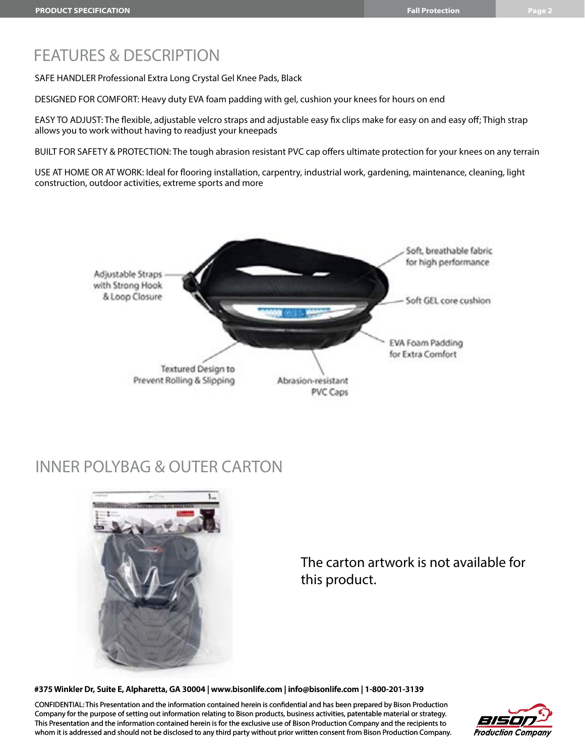## FEATURES & DESCRIPTION

SAFE HANDLER Professional Extra Long Crystal Gel Knee Pads, Black

DESIGNED FOR COMFORT: Heavy duty EVA foam padding with gel, cushion your knees for hours on end

EASY TO ADJUST: The flexible, adjustable velcro straps and adjustable easy fix clips make for easy on and easy off; Thigh strap allows you to work without having to readjust your kneepads

BUILT FOR SAFETY & PROTECTION: The tough abrasion resistant PVC cap offers ultimate protection for your knees on any terrain

USE AT HOME OR AT WORK: Ideal for flooring installation, carpentry, industrial work, gardening, maintenance, cleaning, light construction, outdoor activities, extreme sports and more

Adjustable Straps with Strong Hook & Loop Closure

Soft, breathable fabric for high performance

Soft GEL core cushion

EVA Foam Padding for Extra Comfort

Textured Design to Prevent Rolling & Slipping

Abrasion-resistant PVC Caps

## INNER POLYBAG & OUTER CARTON

The carton artwork is not available for this product.

**#375 Winkler Dr, Suite E, Alpharetta, GA 30004 | www.bisonlife.com | info@bisonlife.com | 1-800-201-3139**

CONFIDENTIAL: This Presentation and the information contained herein is confidential and has been prepared by Bison Production Company for the purpose of setting out information relating to Bison products, business activities, patentable material or strategy. This Presentation and the information contained herein is for the exclusive use of Bison Production Company and the recipients to whom it is addressed and should not be disclosed to any third party without prior written consent from Bison Production Company.